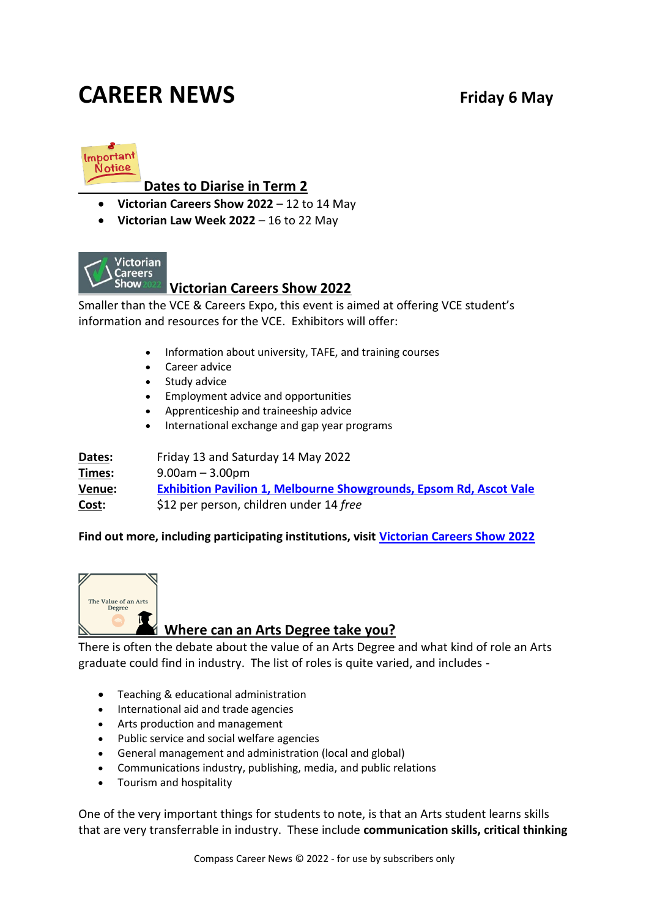# CAREER NEWS

**Friday 6 May**

## Dates to Diarise in Term 2

- **Victorian Careers Show 2022** – 12 to 14 May
- **Victorian Law Week 2022** – 16 to 22 May

## Victorian Careers Show 2022

Smaller than the VCE & Careers Expo, this event is aimed at offering VCE student's information and resources for the VCE. Exhibitors will offer:

- Information about university, TAFE, and training courses
- Career advice
- Study advice
- Employment advice and opportunities
- Apprenticeship and traineeship advice
- International exchange and gap year programs

**Dates:** Friday 13 and Saturday 14 May 2022
**Times:** 9.00am – 3.00pm
**Venue:** Exhibition Pavilion 1, Melbourne Showgrounds, Epsom Rd, Ascot Vale
**Cost:** $12 per person, children under 14 *free*

**Find out more, including participating institutions, visit** Victorian Careers Show 2022

## Where can an Arts Degree take you?

There is often the debate about the value of an Arts Degree and what kind of role an Arts graduate could find in industry. The list of roles is quite varied, and includes -

- Teaching & educational administration
- International aid and trade agencies
- Arts production and management
- Public service and social welfare agencies
- General management and administration (local and global)
- Communications industry, publishing, media, and public relations
- Tourism and hospitality

One of the very important things for students to note, is that an Arts student learns skills that are very transferrable in industry. These include **communication skills, critical thinking**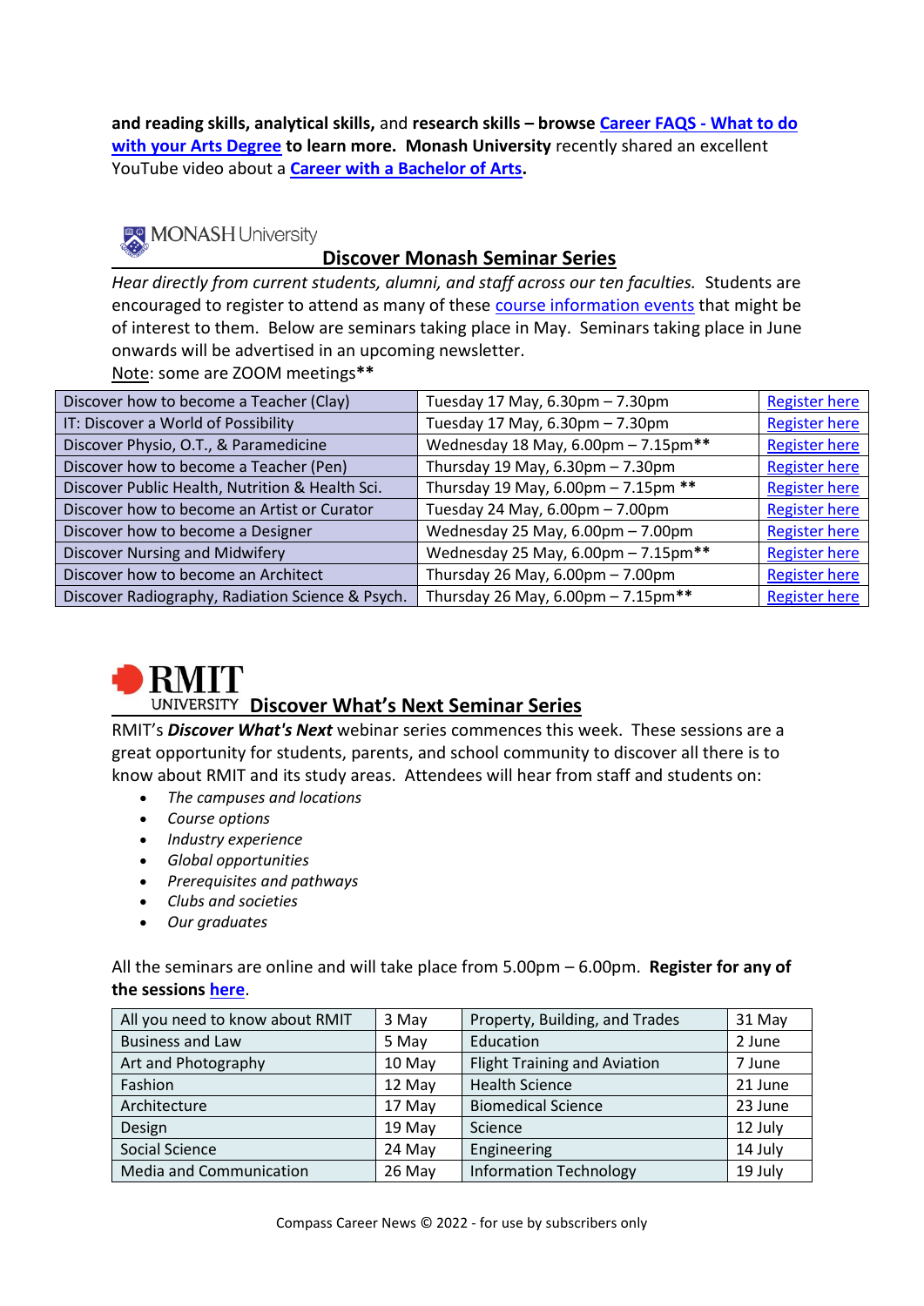**and reading skills, analytical skills,** and **research skills – browse Career FAQS - What to do with your Arts Degree to learn more. Monash University** recently shared an excellent YouTube video about a **Career with a Bachelor of Arts.**

MONASH University

## Discover Monash Seminar Series

*Hear directly from current students, alumni, and staff across our ten faculties.* Students are encouraged to register to attend as many of these course information events that might be of interest to them. Below are seminars taking place in May. Seminars taking place in June onwards will be advertised in an upcoming newsletter.

Note: some are ZOOM meetings**

| Seminar | Date & Time | Registration |
|---|---|---|
| Discover how to become a Teacher (Clay) | Tuesday 17 May, 6.30pm – 7.30pm | Register here |
| IT: Discover a World of Possibility | Tuesday 17 May, 6.30pm – 7.30pm | Register here |
| Discover Physio, O.T., & Paramedicine | Wednesday 18 May, 6.00pm – 7.15pm** | Register here |
| Discover how to become a Teacher (Pen) | Thursday 19 May, 6.30pm – 7.30pm | Register here |
| Discover Public Health, Nutrition & Health Sci. | Thursday 19 May, 6.00pm – 7.15pm ** | Register here |
| Discover how to become an Artist or Curator | Tuesday 24 May, 6.00pm – 7.00pm | Register here |
| Discover how to become a Designer | Wednesday 25 May, 6.00pm – 7.00pm | Register here |
| Discover Nursing and Midwifery | Wednesday 25 May, 6.00pm – 7.15pm** | Register here |
| Discover how to become an Architect | Thursday 26 May, 6.00pm – 7.00pm | Register here |
| Discover Radiography, Radiation Science & Psych. | Thursday 26 May, 6.00pm – 7.15pm** | Register here |

RMIT UNIVERSITY

## Discover What's Next Seminar Series

RMIT's ***Discover What's Next*** webinar series commences this week. These sessions are a great opportunity for students, parents, and school community to discover all there is to know about RMIT and its study areas. Attendees will hear from staff and students on:

- *The campuses and locations*
- *Course options*
- *Industry experience*
- *Global opportunities*
- *Prerequisites and pathways*
- *Clubs and societies*
- *Our graduates*

All the seminars are online and will take place from 5.00pm – 6.00pm. **Register for any of the sessions here.**

| Session | Date | Session | Date |
|---|---|---|---|
| All you need to know about RMIT | 3 May | Property, Building, and Trades | 31 May |
| Business and Law | 5 May | Education | 2 June |
| Art and Photography | 10 May | Flight Training and Aviation | 7 June |
| Fashion | 12 May | Health Science | 21 June |
| Architecture | 17 May | Biomedical Science | 23 June |
| Design | 19 May | Science | 12 July |
| Social Science | 24 May | Engineering | 14 July |
| Media and Communication | 26 May | Information Technology | 19 July |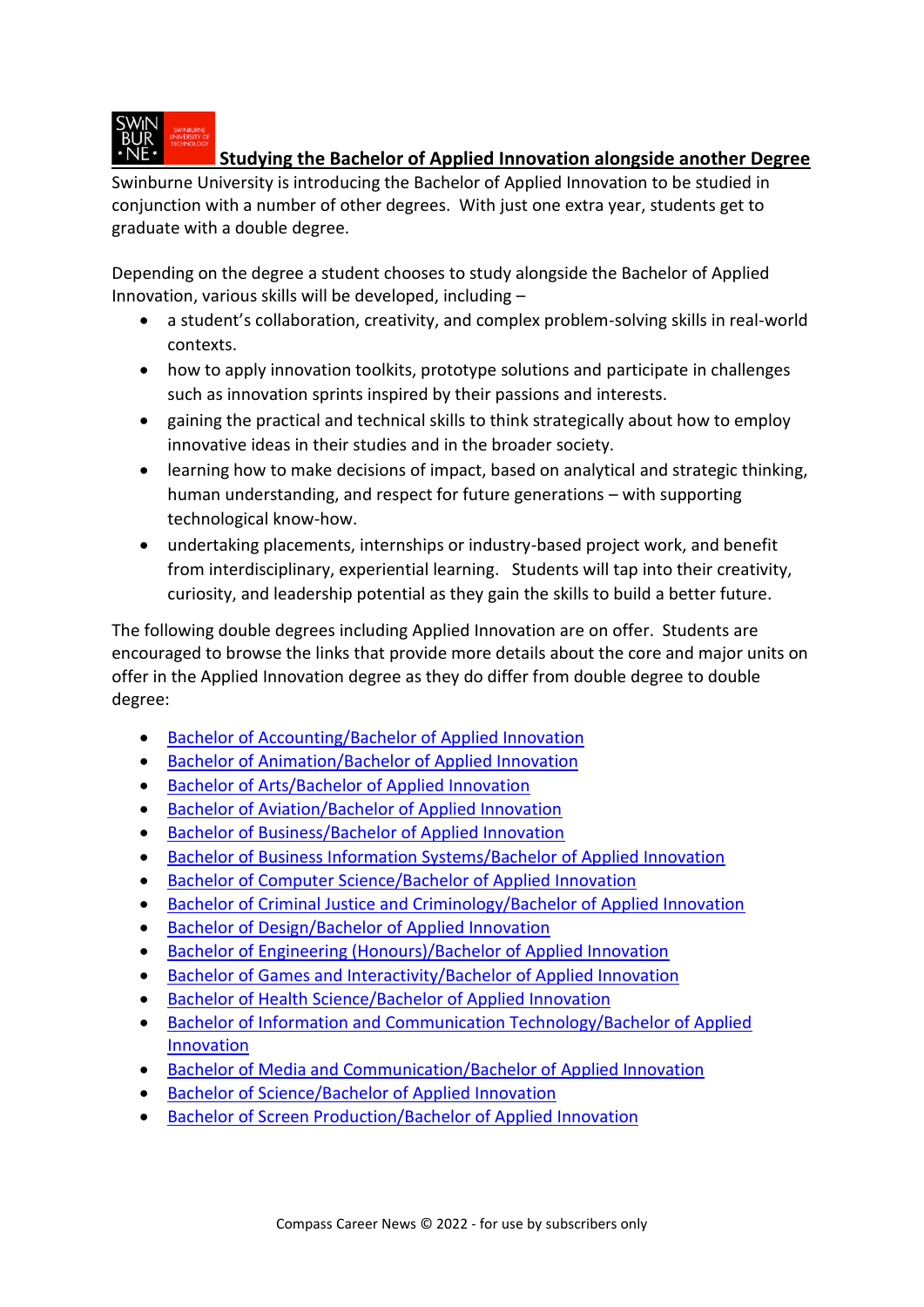## Studying the Bachelor of Applied Innovation alongside another Degree

Swinburne University is introducing the Bachelor of Applied Innovation to be studied in conjunction with a number of other degrees. With just one extra year, students get to graduate with a double degree.

Depending on the degree a student chooses to study alongside the Bachelor of Applied Innovation, various skills will be developed, including –

- a student's collaboration, creativity, and complex problem-solving skills in real-world contexts.
- how to apply innovation toolkits, prototype solutions and participate in challenges such as innovation sprints inspired by their passions and interests.
- gaining the practical and technical skills to think strategically about how to employ innovative ideas in their studies and in the broader society.
- learning how to make decisions of impact, based on analytical and strategic thinking, human understanding, and respect for future generations – with supporting technological know-how.
- undertaking placements, internships or industry-based project work, and benefit from interdisciplinary, experiential learning. Students will tap into their creativity, curiosity, and leadership potential as they gain the skills to build a better future.

The following double degrees including Applied Innovation are on offer. Students are encouraged to browse the links that provide more details about the core and major units on offer in the Applied Innovation degree as they do differ from double degree to double degree:

- Bachelor of Accounting/Bachelor of Applied Innovation
- Bachelor of Animation/Bachelor of Applied Innovation
- Bachelor of Arts/Bachelor of Applied Innovation
- Bachelor of Aviation/Bachelor of Applied Innovation
- Bachelor of Business/Bachelor of Applied Innovation
- Bachelor of Business Information Systems/Bachelor of Applied Innovation
- Bachelor of Computer Science/Bachelor of Applied Innovation
- Bachelor of Criminal Justice and Criminology/Bachelor of Applied Innovation
- Bachelor of Design/Bachelor of Applied Innovation
- Bachelor of Engineering (Honours)/Bachelor of Applied Innovation
- Bachelor of Games and Interactivity/Bachelor of Applied Innovation
- Bachelor of Health Science/Bachelor of Applied Innovation
- Bachelor of Information and Communication Technology/Bachelor of Applied Innovation
- Bachelor of Media and Communication/Bachelor of Applied Innovation
- Bachelor of Science/Bachelor of Applied Innovation
- Bachelor of Screen Production/Bachelor of Applied Innovation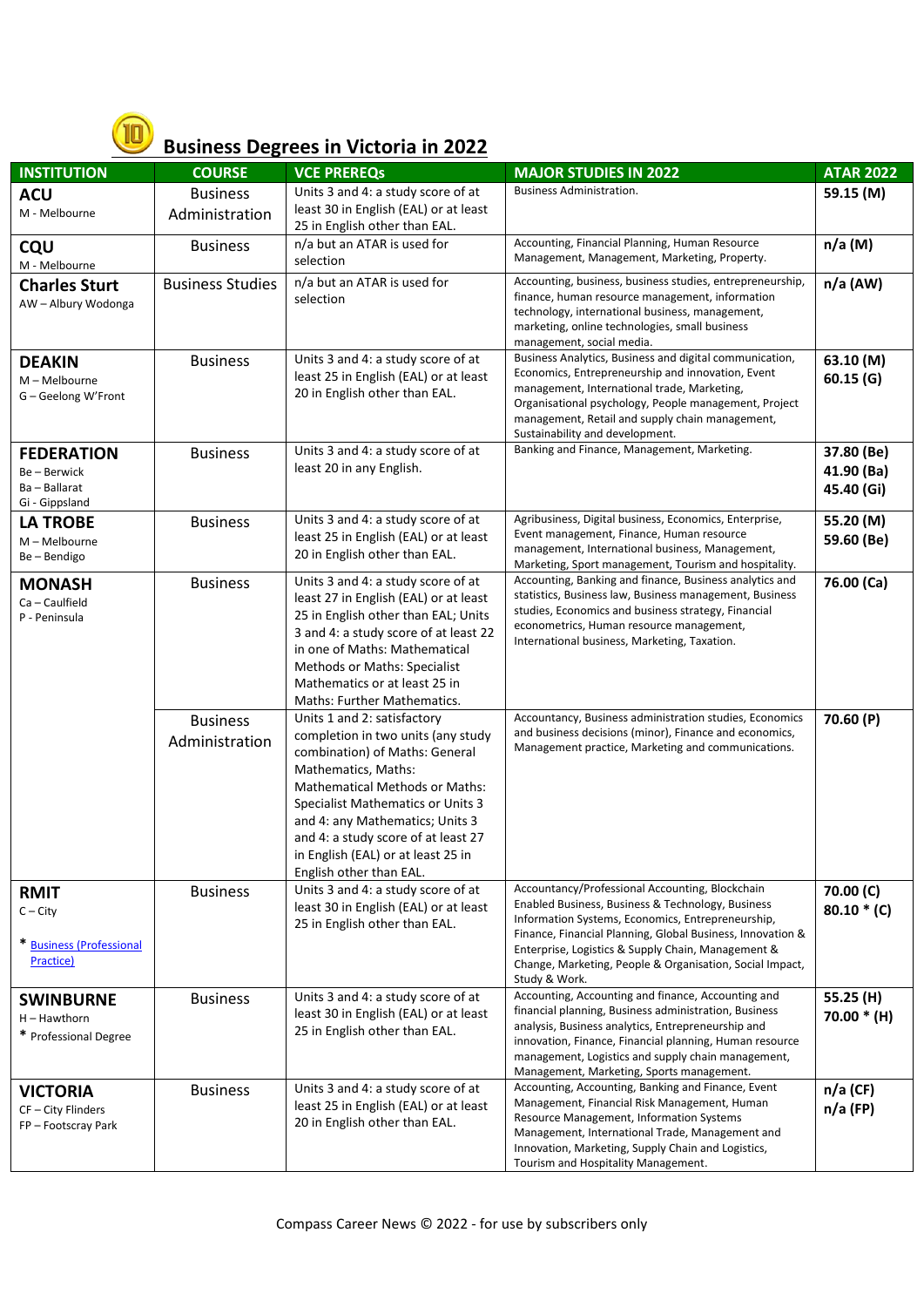## Business Degrees in Victoria in 2022

| INSTITUTION | COURSE | VCE PREREQs | MAJOR STUDIES IN 2022 | ATAR 2022 |
|---|---|---|---|---|
| **ACU**<br>M - Melbourne | Business Administration | Units 3 and 4: a study score of at least 30 in English (EAL) or at least 25 in English other than EAL. | Business Administration. | **59.15 (M)** |
| **CQU**<br>M - Melbourne | Business | n/a but an ATAR is used for selection | Accounting, Financial Planning, Human Resource Management, Management, Marketing, Property. | **n/a (M)** |
| **Charles Sturt**<br>AW – Albury Wodonga | Business Studies | n/a but an ATAR is used for selection | Accounting, business, business studies, entrepreneurship, finance, human resource management, information technology, international business, management, marketing, online technologies, small business management, social media. | **n/a (AW)** |
| **DEAKIN**<br>M – Melbourne<br>G – Geelong W'Front | Business | Units 3 and 4: a study score of at least 25 in English (EAL) or at least 20 in English other than EAL. | Business Analytics, Business and digital communication, Economics, Entrepreneurship and innovation, Event management, International trade, Marketing, Organisational psychology, People management, Project management, Retail and supply chain management, Sustainability and development. | **63.10 (M)**<br>**60.15 (G)** |
| **FEDERATION**<br>Be – Berwick<br>Ba – Ballarat<br>Gi - Gippsland | Business | Units 3 and 4: a study score of at least 20 in any English. | Banking and Finance, Management, Marketing. | **37.80 (Be)**<br>**41.90 (Ba)**<br>**45.40 (Gi)** |
| **LA TROBE**<br>M – Melbourne<br>Be – Bendigo | Business | Units 3 and 4: a study score of at least 25 in English (EAL) or at least 20 in English other than EAL. | Agribusiness, Digital business, Economics, Enterprise, Event management, Finance, Human resource management, International business, Management, Marketing, Sport management, Tourism and hospitality. | **55.20 (M)**<br>**59.60 (Be)** |
| **MONASH**<br>Ca – Caulfield<br>P - Peninsula | Business | Units 3 and 4: a study score of at least 27 in English (EAL) or at least 25 in English other than EAL; Units 3 and 4: a study score of at least 22 in one of Maths: Mathematical Methods or Maths: Specialist Mathematics or at least 25 in Maths: Further Mathematics. | Accounting, Banking and finance, Business analytics and statistics, Business law, Business management, Business studies, Economics and business strategy, Financial econometrics, Human resource management, International business, Marketing, Taxation. | **76.00 (Ca)** |
| | Business Administration | Units 1 and 2: satisfactory completion in two units (any study combination) of Maths: General Mathematics, Maths: Mathematical Methods or Maths: Specialist Mathematics or Units 3 and 4: any Mathematics; Units 3 and 4: a study score of at least 27 in English (EAL) or at least 25 in English other than EAL. | Accountancy, Business administration studies, Economics and business decisions (minor), Finance and economics, Management practice, Marketing and communications. | **70.60 (P)** |
| **RMIT**<br>C – City<br><br>* [Business (Professional Practice)]() | Business | Units 3 and 4: a study score of at least 30 in English (EAL) or at least 25 in English other than EAL. | Accountancy/Professional Accounting, Blockchain Enabled Business, Business & Technology, Business Information Systems, Economics, Entrepreneurship, Finance, Financial Planning, Global Business, Innovation & Enterprise, Logistics & Supply Chain, Management & Change, Marketing, People & Organisation, Social Impact, Study & Work. | **70.00 (C)**<br>**80.10 * (C)** |
| **SWINBURNE**<br>H – Hawthorn<br>* Professional Degree | Business | Units 3 and 4: a study score of at least 30 in English (EAL) or at least 25 in English other than EAL. | Accounting, Accounting and finance, Accounting and financial planning, Business administration, Business analysis, Business analytics, Entrepreneurship and innovation, Finance, Financial planning, Human resource management, Logistics and supply chain management, Management, Marketing, Sports management. | **55.25 (H)**<br>**70.00 * (H)** |
| **VICTORIA**<br>CF – City Flinders<br>FP – Footscray Park | Business | Units 3 and 4: a study score of at least 25 in English (EAL) or at least 20 in English other than EAL. | Accounting, Accounting, Banking and Finance, Event Management, Financial Risk Management, Human Resource Management, Information Systems Management, International Trade, Management and Innovation, Marketing, Supply Chain and Logistics, Tourism and Hospitality Management. | **n/a (CF)**<br>**n/a (FP)** |

Compass Career News © 2022 - for use by subscribers only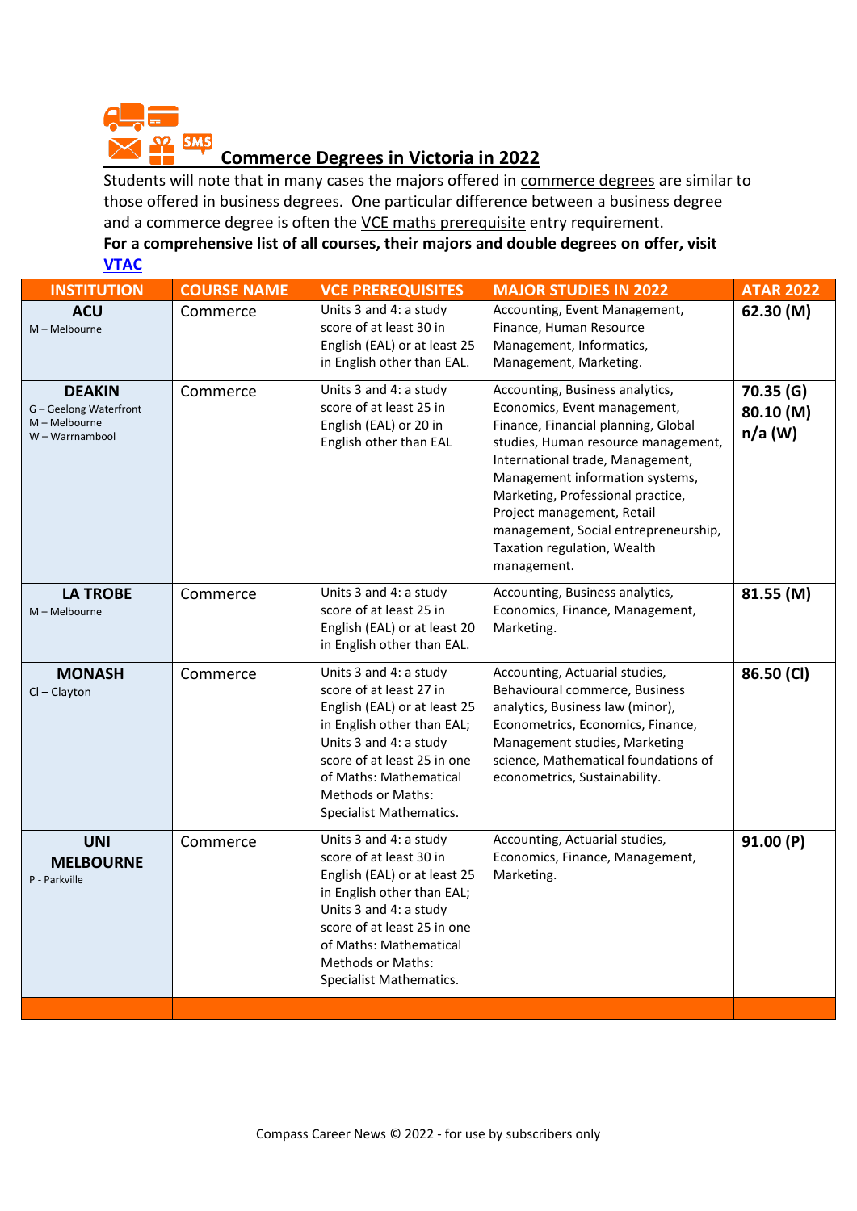## Commerce Degrees in Victoria in 2022

Students will note that in many cases the majors offered in commerce degrees are similar to those offered in business degrees. One particular difference between a business degree and a commerce degree is often the VCE maths prerequisite entry requirement.

**For a comprehensive list of all courses, their majors and double degrees on offer, visit [VTAC](VTAC)**

| INSTITUTION | COURSE NAME | VCE PREREQUISITES | MAJOR STUDIES IN 2022 | ATAR 2022 |
|---|---|---|---|---|
| **ACU**<br>M – Melbourne | Commerce | Units 3 and 4: a study score of at least 30 in English (EAL) or at least 25 in English other than EAL. | Accounting, Event Management, Finance, Human Resource Management, Informatics, Management, Marketing. | **62.30 (M)** |
| **DEAKIN**<br>G – Geelong Waterfront<br>M – Melbourne<br>W – Warrnambool | Commerce | Units 3 and 4: a study score of at least 25 in English (EAL) or 20 in English other than EAL | Accounting, Business analytics, Economics, Event management, Finance, Financial planning, Global studies, Human resource management, International trade, Management, Management information systems, Marketing, Professional practice, Project management, Retail management, Social entrepreneurship, Taxation regulation, Wealth management. | **70.35 (G)**<br>**80.10 (M)**<br>**n/a (W)** |
| **LA TROBE**<br>M – Melbourne | Commerce | Units 3 and 4: a study score of at least 25 in English (EAL) or at least 20 in English other than EAL. | Accounting, Business analytics, Economics, Finance, Management, Marketing. | **81.55 (M)** |
| **MONASH**<br>Cl – Clayton | Commerce | Units 3 and 4: a study score of at least 27 in English (EAL) or at least 25 in English other than EAL; Units 3 and 4: a study score of at least 25 in one of Maths: Mathematical Methods or Maths: Specialist Mathematics. | Accounting, Actuarial studies, Behavioural commerce, Business analytics, Business law (minor), Econometrics, Economics, Finance, Management studies, Marketing science, Mathematical foundations of econometrics, Sustainability. | **86.50 (Cl)** |
| **UNI MELBOURNE**<br>P - Parkville | Commerce | Units 3 and 4: a study score of at least 30 in English (EAL) or at least 25 in English other than EAL; Units 3 and 4: a study score of at least 25 in one of Maths: Mathematical Methods or Maths: Specialist Mathematics. | Accounting, Actuarial studies, Economics, Finance, Management, Marketing. | **91.00 (P)** |

Compass Career News © 2022 - for use by subscribers only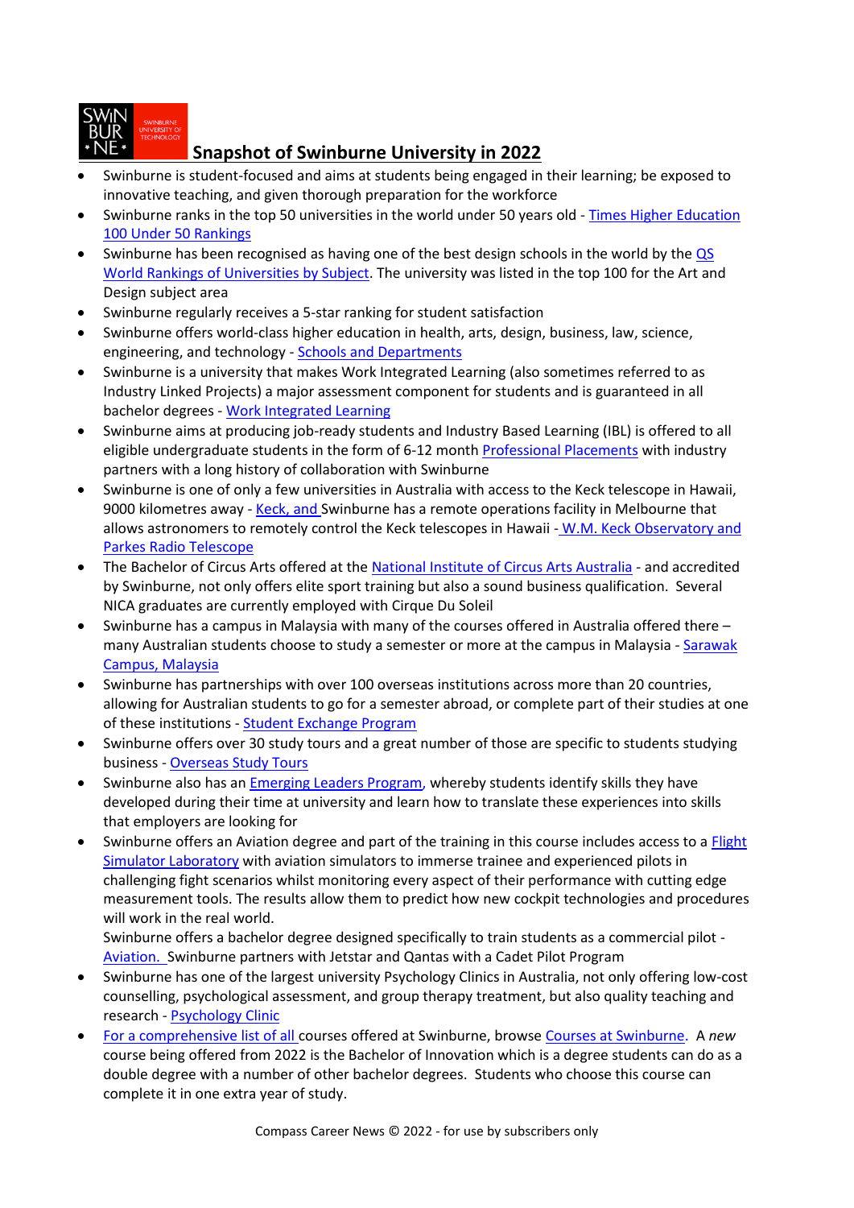## Snapshot of Swinburne University in 2022

- Swinburne is student-focused and aims at students being engaged in their learning; be exposed to innovative teaching, and given thorough preparation for the workforce
- Swinburne ranks in the top 50 universities in the world under 50 years old - Times Higher Education 100 Under 50 Rankings
- Swinburne has been recognised as having one of the best design schools in the world by the QS World Rankings of Universities by Subject. The university was listed in the top 100 for the Art and Design subject area
- Swinburne regularly receives a 5-star ranking for student satisfaction
- Swinburne offers world-class higher education in health, arts, design, business, law, science, engineering, and technology - Schools and Departments
- Swinburne is a university that makes Work Integrated Learning (also sometimes referred to as Industry Linked Projects) a major assessment component for students and is guaranteed in all bachelor degrees - Work Integrated Learning
- Swinburne aims at producing job-ready students and Industry Based Learning (IBL) is offered to all eligible undergraduate students in the form of 6-12 month Professional Placements with industry partners with a long history of collaboration with Swinburne
- Swinburne is one of only a few universities in Australia with access to the Keck telescope in Hawaii, 9000 kilometres away - Keck, and Swinburne has a remote operations facility in Melbourne that allows astronomers to remotely control the Keck telescopes in Hawaii - W.M. Keck Observatory and Parkes Radio Telescope
- The Bachelor of Circus Arts offered at the National Institute of Circus Arts Australia - and accredited by Swinburne, not only offers elite sport training but also a sound business qualification. Several NICA graduates are currently employed with Cirque Du Soleil
- Swinburne has a campus in Malaysia with many of the courses offered in Australia offered there – many Australian students choose to study a semester or more at the campus in Malaysia - Sarawak Campus, Malaysia
- Swinburne has partnerships with over 100 overseas institutions across more than 20 countries, allowing for Australian students to go for a semester abroad, or complete part of their studies at one of these institutions - Student Exchange Program
- Swinburne offers over 30 study tours and a great number of those are specific to students studying business - Overseas Study Tours
- Swinburne also has an Emerging Leaders Program, whereby students identify skills they have developed during their time at university and learn how to translate these experiences into skills that employers are looking for
- Swinburne offers an Aviation degree and part of the training in this course includes access to a Flight Simulator Laboratory with aviation simulators to immerse trainee and experienced pilots in challenging fight scenarios whilst monitoring every aspect of their performance with cutting edge measurement tools. The results allow them to predict how new cockpit technologies and procedures will work in the real world.
  Swinburne offers a bachelor degree designed specifically to train students as a commercial pilot - Aviation. Swinburne partners with Jetstar and Qantas with a Cadet Pilot Program
- Swinburne has one of the largest university Psychology Clinics in Australia, not only offering low-cost counselling, psychological assessment, and group therapy treatment, but also quality teaching and research - Psychology Clinic
- For a comprehensive list of all courses offered at Swinburne, browse Courses at Swinburne. A *new* course being offered from 2022 is the Bachelor of Innovation which is a degree students can do as a double degree with a number of other bachelor degrees. Students who choose this course can complete it in one extra year of study.

Compass Career News © 2022 - for use by subscribers only